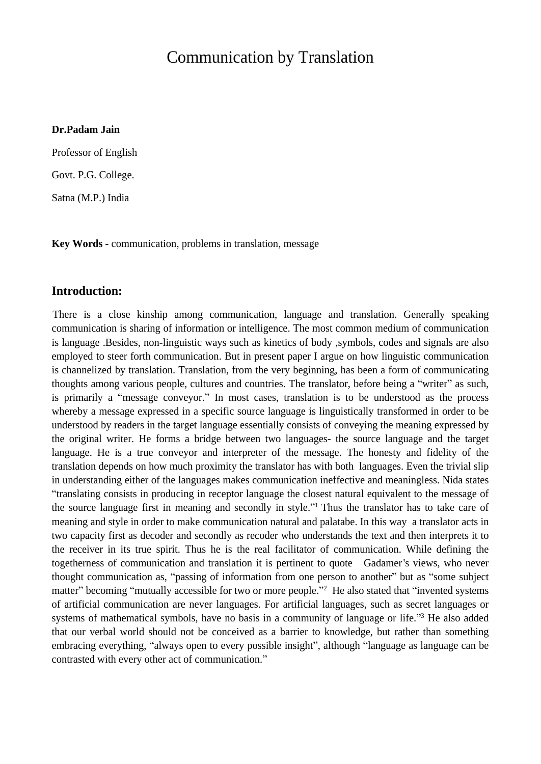# Communication by Translation

**Dr.Padam Jain**

Professor of English

Govt. P.G. College.

Satna (M.P.) India

**Key Words -** communication, problems in translation, message

## Introduction:

There is a close kinship among communication, language and translation. Generally speaking communication is sharing of information or intelligence. The most common medium of communication is language .Besides, non-linguistic ways such as kinetics of body ,symbols, codes and signals are also employed to steer forth communication. But in present paper I argue on how linguistic communication is channelized by translation. Translation, from the very beginning, has been a form of communicating thoughts among various people, cultures and countries. The translator, before being a "writer" as such, is primarily a "message conveyor." In most cases, translation is to be understood as the process whereby a message expressed in a specific source language is linguistically transformed in order to be understood by readers in the target language essentially consists of conveying the meaning expressed by the original writer. He forms a bridge between two languages- the source language and the target language. He is a true conveyor and interpreter of the message. The honesty and fidelity of the translation depends on how much proximity the translator has with both languages. Even the trivial slip in understanding either of the languages makes communication ineffective and meaningless. Nida states "translating consists in producing in receptor language the closest natural equivalent to the message of the source language first in meaning and secondly in style."[1] Thus the translator has to take care of meaning and style in order to make communication natural and palatabe. In this way a translator acts in two capacity first as decoder and secondly as recoder who understands the text and then interprets it to the receiver in its true spirit. Thus he is the real facilitator of communication. While defining the togetherness of communication and translation it is pertinent to quote Gadamer's views, who never thought communication as, "passing of information from one person to another" but as "some subject matter" becoming "mutually accessible for two or more people."[2] He also stated that "invented systems of artificial communication are never languages. For artificial languages, such as secret languages or systems of mathematical symbols, have no basis in a community of language or life."[3] He also added that our verbal world should not be conceived as a barrier to knowledge, but rather than something embracing everything, "always open to every possible insight", although "language as language can be contrasted with every other act of communication."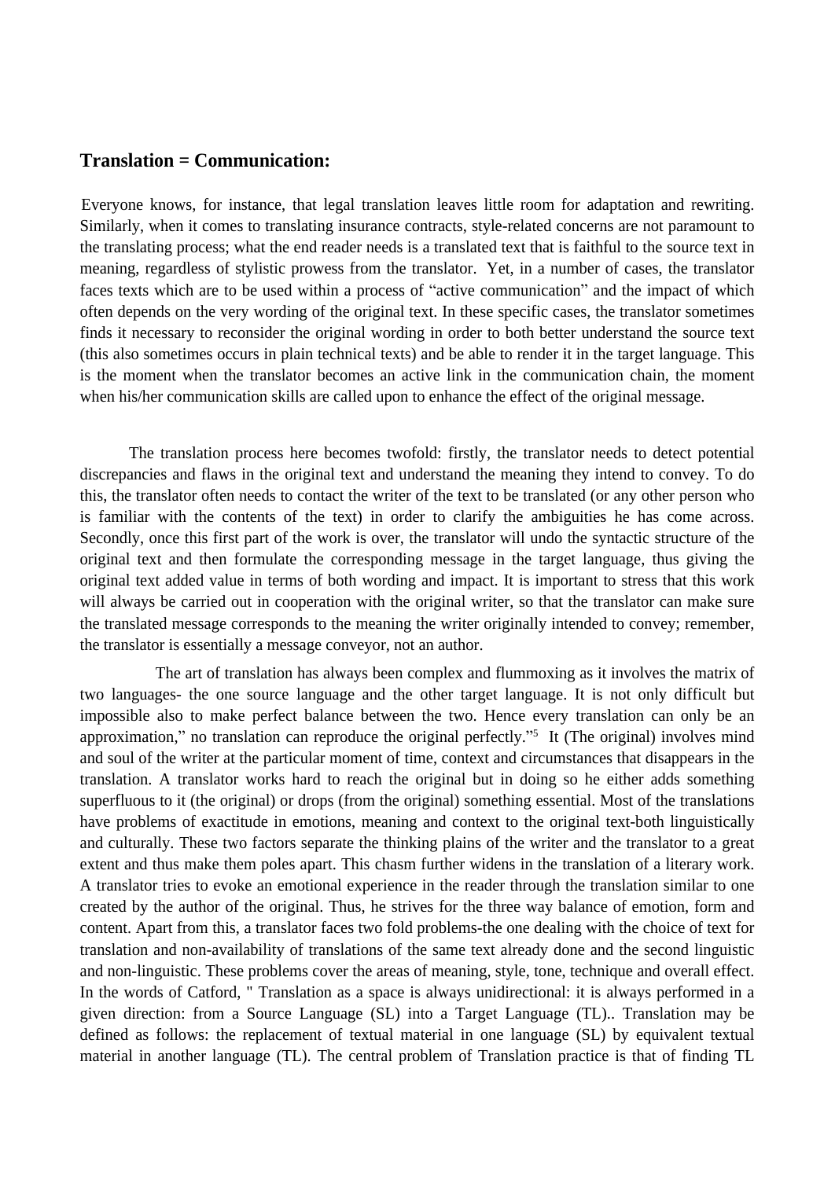## Translation = Communication:

Everyone knows, for instance, that legal translation leaves little room for adaptation and rewriting. Similarly, when it comes to translating insurance contracts, style-related concerns are not paramount to the translating process; what the end reader needs is a translated text that is faithful to the source text in meaning, regardless of stylistic prowess from the translator. Yet, in a number of cases, the translator faces texts which are to be used within a process of "active communication" and the impact of which often depends on the very wording of the original text. In these specific cases, the translator sometimes finds it necessary to reconsider the original wording in order to both better understand the source text (this also sometimes occurs in plain technical texts) and be able to render it in the target language. This is the moment when the translator becomes an active link in the communication chain, the moment when his/her communication skills are called upon to enhance the effect of the original message.

The translation process here becomes twofold: firstly, the translator needs to detect potential discrepancies and flaws in the original text and understand the meaning they intend to convey. To do this, the translator often needs to contact the writer of the text to be translated (or any other person who is familiar with the contents of the text) in order to clarify the ambiguities he has come across. Secondly, once this first part of the work is over, the translator will undo the syntactic structure of the original text and then formulate the corresponding message in the target language, thus giving the original text added value in terms of both wording and impact. It is important to stress that this work will always be carried out in cooperation with the original writer, so that the translator can make sure the translated message corresponds to the meaning the writer originally intended to convey; remember, the translator is essentially a message conveyor, not an author.

The art of translation has always been complex and flummoxing as it involves the matrix of two languages- the one source language and the other target language. It is not only difficult but impossible also to make perfect balance between the two. Hence every translation can only be an approximation," no translation can reproduce the original perfectly."[5] It (The original) involves mind and soul of the writer at the particular moment of time, context and circumstances that disappears in the translation. A translator works hard to reach the original but in doing so he either adds something superfluous to it (the original) or drops (from the original) something essential. Most of the translations have problems of exactitude in emotions, meaning and context to the original text-both linguistically and culturally. These two factors separate the thinking plains of the writer and the translator to a great extent and thus make them poles apart. This chasm further widens in the translation of a literary work. A translator tries to evoke an emotional experience in the reader through the translation similar to one created by the author of the original. Thus, he strives for the three way balance of emotion, form and content. Apart from this, a translator faces two fold problems-the one dealing with the choice of text for translation and non-availability of translations of the same text already done and the second linguistic and non-linguistic. These problems cover the areas of meaning, style, tone, technique and overall effect. In the words of Catford, " Translation as a space is always unidirectional: it is always performed in a given direction: from a Source Language (SL) into a Target Language (TL).. Translation may be defined as follows: the replacement of textual material in one language (SL) by equivalent textual material in another language (TL). The central problem of Translation practice is that of finding TL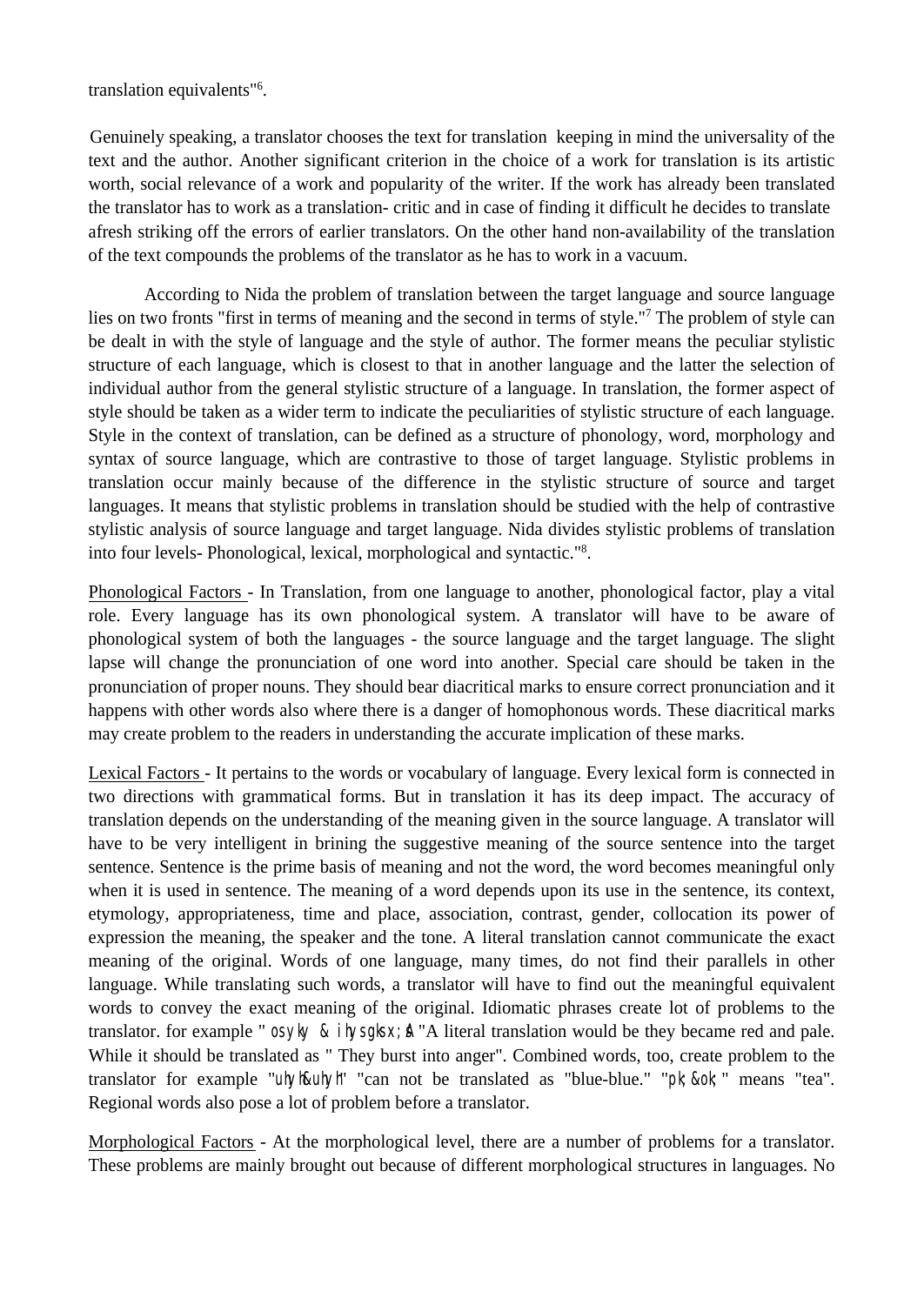translation equivalents"[6].

Genuinely speaking, a translator chooses the text for translation keeping in mind the universality of the text and the author. Another significant criterion in the choice of a work for translation is its artistic worth, social relevance of a work and popularity of the writer. If the work has already been translated the translator has to work as a translation- critic and in case of finding it difficult he decides to translate afresh striking off the errors of earlier translators. On the other hand non-availability of the translation of the text compounds the problems of the translator as he has to work in a vacuum.

According to Nida the problem of translation between the target language and source language lies on two fronts "first in terms of meaning and the second in terms of style."[7] The problem of style can be dealt in with the style of language and the style of author. The former means the peculiar stylistic structure of each language, which is closest to that in another language and the latter the selection of individual author from the general stylistic structure of a language. In translation, the former aspect of style should be taken as a wider term to indicate the peculiarities of stylistic structure of each language. Style in the context of translation, can be defined as a structure of phonology, word, morphology and syntax of source language, which are contrastive to those of target language. Stylistic problems in translation occur mainly because of the difference in the stylistic structure of source and target languages. It means that stylistic problems in translation should be studied with the help of contrastive stylistic analysis of source language and target language. Nida divides stylistic problems of translation into four levels- Phonological, lexical, morphological and syntactic."[8].

<u>Phonological Factors</u> - In Translation, from one language to another, phonological factor, play a vital role. Every language has its own phonological system. A translator will have to be aware of phonological system of both the languages - the source language and the target language. The slight lapse will change the pronunciation of one word into another. Special care should be taken in the pronunciation of proper nouns. They should bear diacritical marks to ensure correct pronunciation and it happens with other words also where there is a danger of homophonous words. These diacritical marks may create problem to the readers in understanding the accurate implication of these marks.

<u>Lexical Factors</u> - It pertains to the words or vocabulary of language. Every lexical form is connected in two directions with grammatical forms. But in translation it has its deep impact. The accuracy of translation depends on the understanding of the meaning given in the source language. A translator will have to be very intelligent in brining the suggestive meaning of the source sentence into the target sentence. Sentence is the prime basis of meaning and not the word, the word becomes meaningful only when it is used in sentence. The meaning of a word depends upon its use in the sentence, its context, etymology, appropriateness, time and place, association, contrast, gender, collocation its power of expression the meaning, the speaker and the tone. A literal translation cannot communicate the exact meaning of the original. Words of one language, many times, do not find their parallels in other language. While translating such words, a translator will have to find out the meaningful equivalent words to convey the exact meaning of the original. Idiomatic phrases create lot of problems to the translator. for example " osyky & ihysgksx;sA "A literal translation would be they became red and pale. While it should be translated as " They burst into anger". Combined words, too, create problem to the translator for example "uhyh&uhyh" "can not be translated as "blue-blue." "pk;&ok;" means "tea". Regional words also pose a lot of problem before a translator.

<u>Morphological Factors</u> - At the morphological level, there are a number of problems for a translator. These problems are mainly brought out because of different morphological structures in languages. No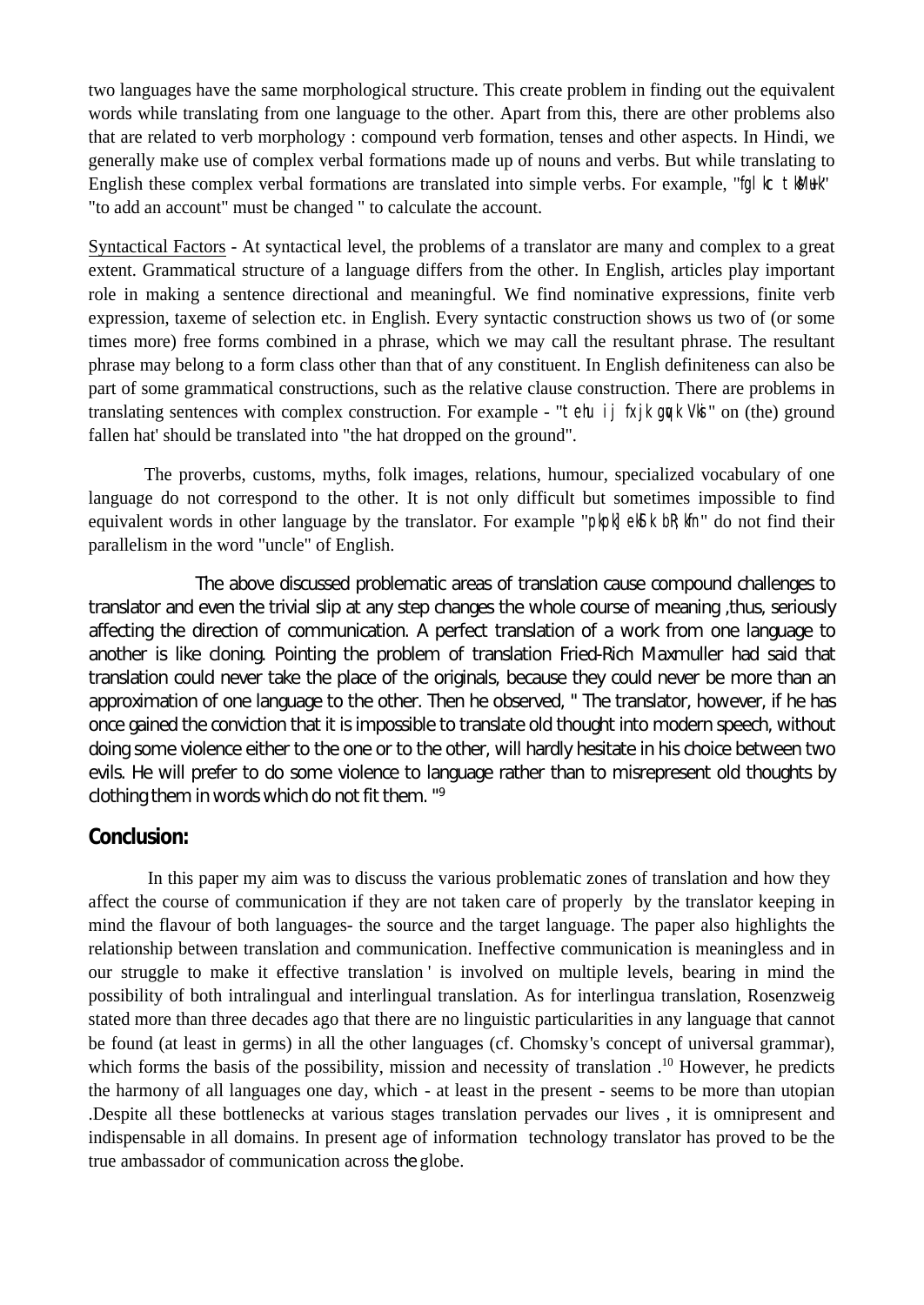two languages have the same morphological structure. This create problem in finding out the equivalent words while translating from one language to the other. Apart from this, there are other problems also that are related to verb morphology : compound verb formation, tenses and other aspects. In Hindi, we generally make use of complex verbal formations made up of nouns and verbs. But while translating to English these complex verbal formations are translated into simple verbs. For example, "fglkc tksM+uk" "to add an account" must be changed " to calculate the account.

Syntactical Factors - At syntactical level, the problems of a translator are many and complex to a great extent. Grammatical structure of a language differs from the other. In English, articles play important role in making a sentence directional and meaningful. We find nominative expressions, finite verb expression, taxeme of selection etc. in English. Every syntactic construction shows us two of (or some times more) free forms combined in a phrase, which we may call the resultant phrase. The resultant phrase may belong to a form class other than that of any constituent. In English definiteness can also be part of some grammatical constructions, such as the relative clause construction. There are problems in translating sentences with complex construction. For example - "tehu ij fxjk gqvk Vksi" on (the) ground fallen hat' should be translated into "the hat dropped on the ground".

The proverbs, customs, myths, folk images, relations, humour, specialized vocabulary of one language do not correspond to the other. It is not only difficult but sometimes impossible to find equivalent words in other language by the translator. For example "pkpk] ekek] QwQk bR;kfn" do not find their parallelism in the word "uncle" of English.

The above discussed problematic areas of translation cause compound challenges to translator and even the trivial slip at any step changes the whole course of meaning ,thus, seriously affecting the direction of communication. A perfect translation of a work from one language to another is like cloning. Pointing the problem of translation Fried-Rich Maxmuller had said that translation could never take the place of the originals, because they could never be more than an approximation of one language to the other. Then he observed, " The translator, however, if he has once gained the conviction that it is impossible to translate old thought into modern speech, without doing some violence either to the one or to the other, will hardly hesitate in his choice between two evils. He will prefer to do some violence to language rather than to misrepresent old thoughts by clothing them in words which do not fit them. "[9]

## Conclusion:

In this paper my aim was to discuss the various problematic zones of translation and how they affect the course of communication if they are not taken care of properly by the translator keeping in mind the flavour of both languages- the source and the target language. The paper also highlights the relationship between translation and communication. Ineffective communication is meaningless and in our struggle to make it effective translation ' is involved on multiple levels, bearing in mind the possibility of both intralingual and interlingual translation. As for interlingua translation, Rosenzweig stated more than three decades ago that there are no linguistic particularities in any language that cannot be found (at least in germs) in all the other languages (cf. Chomsky's concept of universal grammar), which forms the basis of the possibility, mission and necessity of translation .[10] However, he predicts the harmony of all languages one day, which - at least in the present - seems to be more than utopian .Despite all these bottlenecks at various stages translation pervades our lives , it is omnipresent and indispensable in all domains. In present age of information technology translator has proved to be the true ambassador of communication across the globe.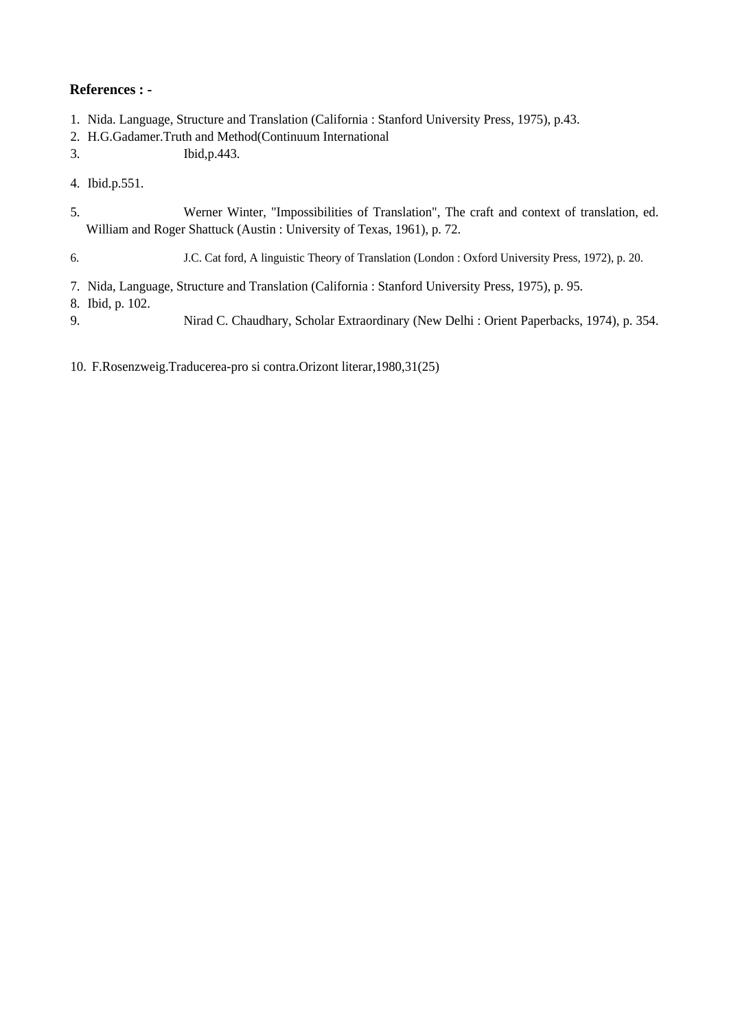**References : -**

1. Nida. Language, Structure and Translation (California : Stanford University Press, 1975), p.43.
2. H.G.Gadamer.Truth and Method(Continuum International
3. Ibid,p.443.
4. Ibid.p.551.
5. Werner Winter, "Impossibilities of Translation", The craft and context of translation, ed. William and Roger Shattuck (Austin : University of Texas, 1961), p. 72.
6. J.C. Cat ford, A linguistic Theory of Translation (London : Oxford University Press, 1972), p. 20.
7. Nida, Language, Structure and Translation (California : Stanford University Press, 1975), p. 95.
8. Ibid, p. 102.
9. Nirad C. Chaudhary, Scholar Extraordinary (New Delhi : Orient Paperbacks, 1974), p. 354.
10. F.Rosenzweig.Traducerea-pro si contra.Orizont literar,1980,31(25)